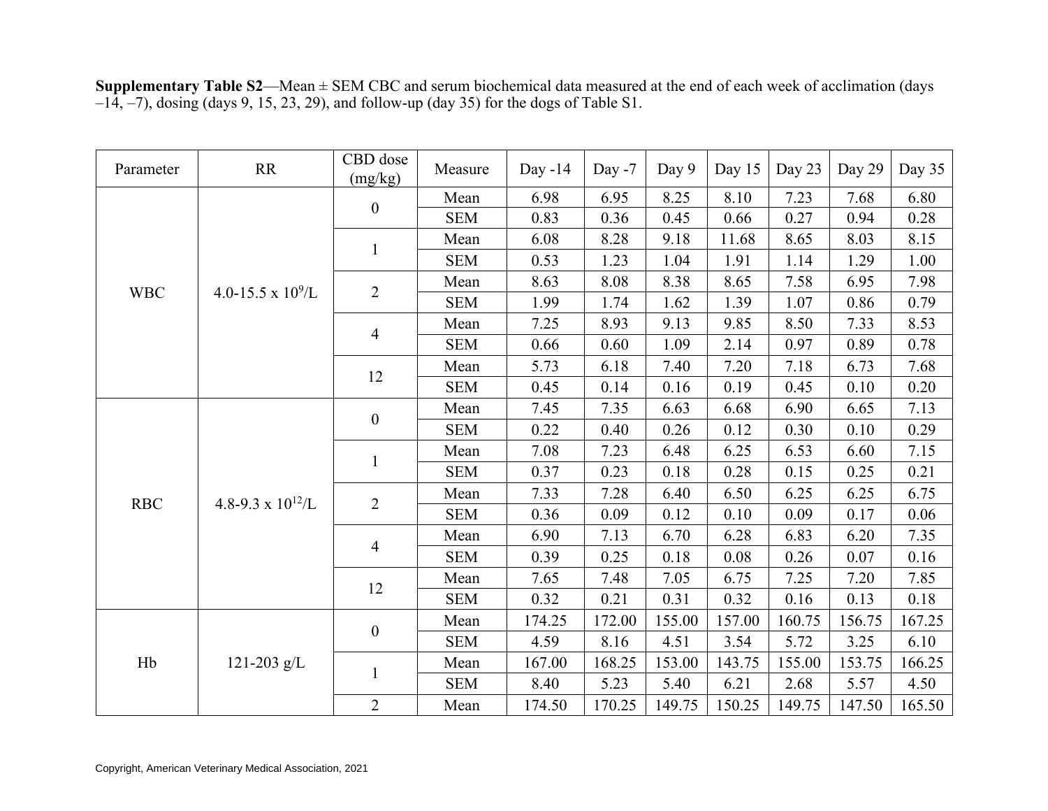**Supplementary Table S2**—Mean ± SEM CBC and serum biochemical data measured at the end of each week of acclimation (days –14, –7), dosing (days 9, 15, 23, 29), and follow-up (day 35) for the dogs of Table S1.

| Parameter | RR | CBD dose (mg/kg) | Measure | Day -14 | Day -7 | Day 9 | Day 15 | Day 23 | Day 29 | Day 35 |
|---|---|---|---|---|---|---|---|---|---|---|
| WBC | 4.0-15.5 x $10^9$/L | 0 | Mean | 6.98 | 6.95 | 8.25 | 8.10 | 7.23 | 7.68 | 6.80 |
| | | | SEM | 0.83 | 0.36 | 0.45 | 0.66 | 0.27 | 0.94 | 0.28 |
| | | 1 | Mean | 6.08 | 8.28 | 9.18 | 11.68 | 8.65 | 8.03 | 8.15 |
| | | | SEM | 0.53 | 1.23 | 1.04 | 1.91 | 1.14 | 1.29 | 1.00 |
| | | 2 | Mean | 8.63 | 8.08 | 8.38 | 8.65 | 7.58 | 6.95 | 7.98 |
| | | | SEM | 1.99 | 1.74 | 1.62 | 1.39 | 1.07 | 0.86 | 0.79 |
| | | 4 | Mean | 7.25 | 8.93 | 9.13 | 9.85 | 8.50 | 7.33 | 8.53 |
| | | | SEM | 0.66 | 0.60 | 1.09 | 2.14 | 0.97 | 0.89 | 0.78 |
| | | 12 | Mean | 5.73 | 6.18 | 7.40 | 7.20 | 7.18 | 6.73 | 7.68 |
| | | | SEM | 0.45 | 0.14 | 0.16 | 0.19 | 0.45 | 0.10 | 0.20 |
| RBC | 4.8-9.3 x $10^{12}$/L | 0 | Mean | 7.45 | 7.35 | 6.63 | 6.68 | 6.90 | 6.65 | 7.13 |
| | | | SEM | 0.22 | 0.40 | 0.26 | 0.12 | 0.30 | 0.10 | 0.29 |
| | | 1 | Mean | 7.08 | 7.23 | 6.48 | 6.25 | 6.53 | 6.60 | 7.15 |
| | | | SEM | 0.37 | 0.23 | 0.18 | 0.28 | 0.15 | 0.25 | 0.21 |
| | | 2 | Mean | 7.33 | 7.28 | 6.40 | 6.50 | 6.25 | 6.25 | 6.75 |
| | | | SEM | 0.36 | 0.09 | 0.12 | 0.10 | 0.09 | 0.17 | 0.06 |
| | | 4 | Mean | 6.90 | 7.13 | 6.70 | 6.28 | 6.83 | 6.20 | 7.35 |
| | | | SEM | 0.39 | 0.25 | 0.18 | 0.08 | 0.26 | 0.07 | 0.16 |
| | | 12 | Mean | 7.65 | 7.48 | 7.05 | 6.75 | 7.25 | 7.20 | 7.85 |
| | | | SEM | 0.32 | 0.21 | 0.31 | 0.32 | 0.16 | 0.13 | 0.18 |
| Hb | 121-203 g/L | 0 | Mean | 174.25 | 172.00 | 155.00 | 157.00 | 160.75 | 156.75 | 167.25 |
| | | | SEM | 4.59 | 8.16 | 4.51 | 3.54 | 5.72 | 3.25 | 6.10 |
| | | 1 | Mean | 167.00 | 168.25 | 153.00 | 143.75 | 155.00 | 153.75 | 166.25 |
| | | | SEM | 8.40 | 5.23 | 5.40 | 6.21 | 2.68 | 5.57 | 4.50 |
| | | 2 | Mean | 174.50 | 170.25 | 149.75 | 150.25 | 149.75 | 147.50 | 165.50 |

Copyright, American Veterinary Medical Association, 2021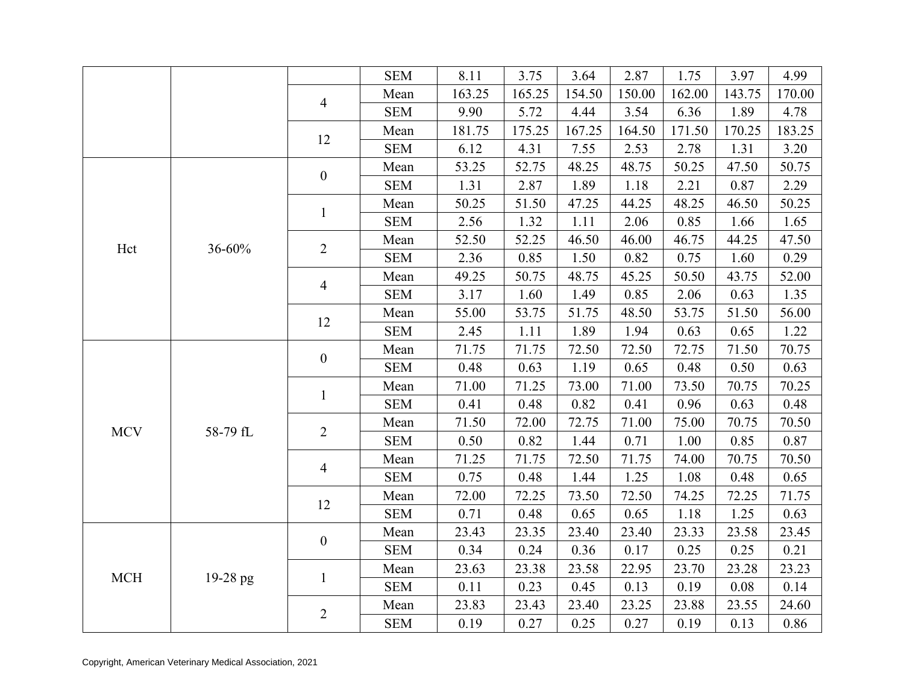| | | | SEM | 8.11 | 3.75 | 3.64 | 2.87 | 1.75 | 3.97 | 4.99 |
|---|---|---|---|---|---|---|---|---|---|---|
| | | 4 | Mean | 163.25 | 165.25 | 154.50 | 150.00 | 162.00 | 143.75 | 170.00 |
| | | | SEM | 9.90 | 5.72 | 4.44 | 3.54 | 6.36 | 1.89 | 4.78 |
| | | 12 | Mean | 181.75 | 175.25 | 167.25 | 164.50 | 171.50 | 170.25 | 183.25 |
| | | | SEM | 6.12 | 4.31 | 7.55 | 2.53 | 2.78 | 1.31 | 3.20 |
| Hct | 36-60% | 0 | Mean | 53.25 | 52.75 | 48.25 | 48.75 | 50.25 | 47.50 | 50.75 |
| | | | SEM | 1.31 | 2.87 | 1.89 | 1.18 | 2.21 | 0.87 | 2.29 |
| | | 1 | Mean | 50.25 | 51.50 | 47.25 | 44.25 | 48.25 | 46.50 | 50.25 |
| | | | SEM | 2.56 | 1.32 | 1.11 | 2.06 | 0.85 | 1.66 | 1.65 |
| | | 2 | Mean | 52.50 | 52.25 | 46.50 | 46.00 | 46.75 | 44.25 | 47.50 |
| | | | SEM | 2.36 | 0.85 | 1.50 | 0.82 | 0.75 | 1.60 | 0.29 |
| | | 4 | Mean | 49.25 | 50.75 | 48.75 | 45.25 | 50.50 | 43.75 | 52.00 |
| | | | SEM | 3.17 | 1.60 | 1.49 | 0.85 | 2.06 | 0.63 | 1.35 |
| | | 12 | Mean | 55.00 | 53.75 | 51.75 | 48.50 | 53.75 | 51.50 | 56.00 |
| | | | SEM | 2.45 | 1.11 | 1.89 | 1.94 | 0.63 | 0.65 | 1.22 |
| MCV | 58-79 fL | 0 | Mean | 71.75 | 71.75 | 72.50 | 72.50 | 72.75 | 71.50 | 70.75 |
| | | | SEM | 0.48 | 0.63 | 1.19 | 0.65 | 0.48 | 0.50 | 0.63 |
| | | 1 | Mean | 71.00 | 71.25 | 73.00 | 71.00 | 73.50 | 70.75 | 70.25 |
| | | | SEM | 0.41 | 0.48 | 0.82 | 0.41 | 0.96 | 0.63 | 0.48 |
| | | 2 | Mean | 71.50 | 72.00 | 72.75 | 71.00 | 75.00 | 70.75 | 70.50 |
| | | | SEM | 0.50 | 0.82 | 1.44 | 0.71 | 1.00 | 0.85 | 0.87 |
| | | 4 | Mean | 71.25 | 71.75 | 72.50 | 71.75 | 74.00 | 70.75 | 70.50 |
| | | | SEM | 0.75 | 0.48 | 1.44 | 1.25 | 1.08 | 0.48 | 0.65 |
| | | 12 | Mean | 72.00 | 72.25 | 73.50 | 72.50 | 74.25 | 72.25 | 71.75 |
| | | | SEM | 0.71 | 0.48 | 0.65 | 0.65 | 1.18 | 1.25 | 0.63 |
| MCH | 19-28 pg | 0 | Mean | 23.43 | 23.35 | 23.40 | 23.40 | 23.33 | 23.58 | 23.45 |
| | | | SEM | 0.34 | 0.24 | 0.36 | 0.17 | 0.25 | 0.25 | 0.21 |
| | | 1 | Mean | 23.63 | 23.38 | 23.58 | 22.95 | 23.70 | 23.28 | 23.23 |
| | | | SEM | 0.11 | 0.23 | 0.45 | 0.13 | 0.19 | 0.08 | 0.14 |
| | | 2 | Mean | 23.83 | 23.43 | 23.40 | 23.25 | 23.88 | 23.55 | 24.60 |
| | | | SEM | 0.19 | 0.27 | 0.25 | 0.27 | 0.19 | 0.13 | 0.86 |

Copyright, American Veterinary Medical Association, 2021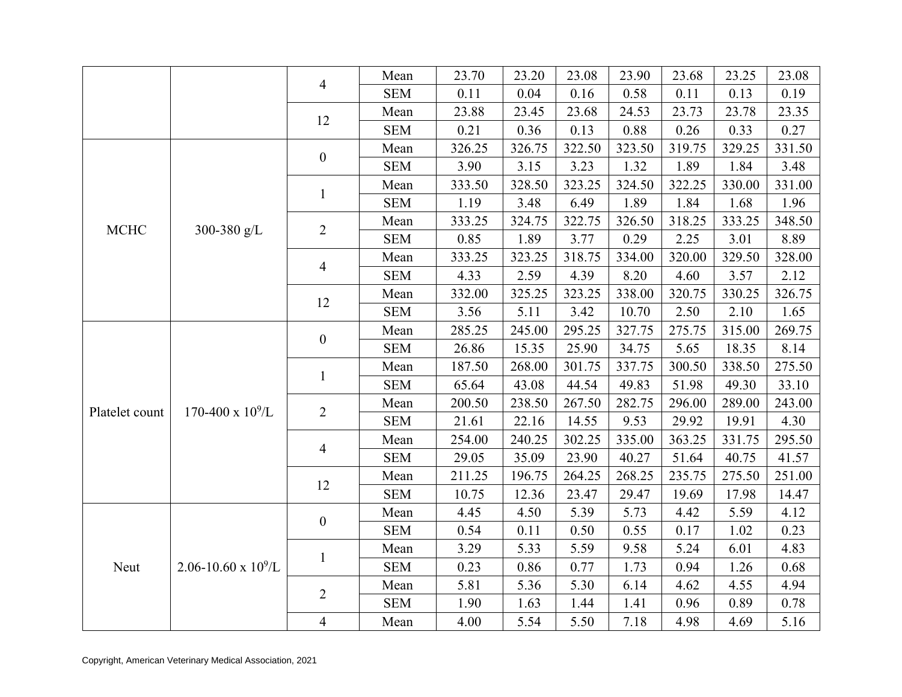| | | 4 | Mean | 23.70 | 23.20 | 23.08 | 23.90 | 23.68 | 23.25 | 23.08 |
|---|---|---|---|---|---|---|---|---|---|---|
| | | | SEM | 0.11 | 0.04 | 0.16 | 0.58 | 0.11 | 0.13 | 0.19 |
| | | 12 | Mean | 23.88 | 23.45 | 23.68 | 24.53 | 23.73 | 23.78 | 23.35 |
| | | | SEM | 0.21 | 0.36 | 0.13 | 0.88 | 0.26 | 0.33 | 0.27 |
| MCHC | 300-380 g/L | 0 | Mean | 326.25 | 326.75 | 322.50 | 323.50 | 319.75 | 329.25 | 331.50 |
| | | | SEM | 3.90 | 3.15 | 3.23 | 1.32 | 1.89 | 1.84 | 3.48 |
| | | 1 | Mean | 333.50 | 328.50 | 323.25 | 324.50 | 322.25 | 330.00 | 331.00 |
| | | | SEM | 1.19 | 3.48 | 6.49 | 1.89 | 1.84 | 1.68 | 1.96 |
| | | 2 | Mean | 333.25 | 324.75 | 322.75 | 326.50 | 318.25 | 333.25 | 348.50 |
| | | | SEM | 0.85 | 1.89 | 3.77 | 0.29 | 2.25 | 3.01 | 8.89 |
| | | 4 | Mean | 333.25 | 323.25 | 318.75 | 334.00 | 320.00 | 329.50 | 328.00 |
| | | | SEM | 4.33 | 2.59 | 4.39 | 8.20 | 4.60 | 3.57 | 2.12 |
| | | 12 | Mean | 332.00 | 325.25 | 323.25 | 338.00 | 320.75 | 330.25 | 326.75 |
| | | | SEM | 3.56 | 5.11 | 3.42 | 10.70 | 2.50 | 2.10 | 1.65 |
| Platelet count | 170-400 x $10^9$/L | 0 | Mean | 285.25 | 245.00 | 295.25 | 327.75 | 275.75 | 315.00 | 269.75 |
| | | | SEM | 26.86 | 15.35 | 25.90 | 34.75 | 5.65 | 18.35 | 8.14 |
| | | 1 | Mean | 187.50 | 268.00 | 301.75 | 337.75 | 300.50 | 338.50 | 275.50 |
| | | | SEM | 65.64 | 43.08 | 44.54 | 49.83 | 51.98 | 49.30 | 33.10 |
| | | 2 | Mean | 200.50 | 238.50 | 267.50 | 282.75 | 296.00 | 289.00 | 243.00 |
| | | | SEM | 21.61 | 22.16 | 14.55 | 9.53 | 29.92 | 19.91 | 4.30 |
| | | 4 | Mean | 254.00 | 240.25 | 302.25 | 335.00 | 363.25 | 331.75 | 295.50 |
| | | | SEM | 29.05 | 35.09 | 23.90 | 40.27 | 51.64 | 40.75 | 41.57 |
| | | 12 | Mean | 211.25 | 196.75 | 264.25 | 268.25 | 235.75 | 275.50 | 251.00 |
| | | | SEM | 10.75 | 12.36 | 23.47 | 29.47 | 19.69 | 17.98 | 14.47 |
| Neut | 2.06-10.60 x $10^9$/L | 0 | Mean | 4.45 | 4.50 | 5.39 | 5.73 | 4.42 | 5.59 | 4.12 |
| | | | SEM | 0.54 | 0.11 | 0.50 | 0.55 | 0.17 | 1.02 | 0.23 |
| | | 1 | Mean | 3.29 | 5.33 | 5.59 | 9.58 | 5.24 | 6.01 | 4.83 |
| | | | SEM | 0.23 | 0.86 | 0.77 | 1.73 | 0.94 | 1.26 | 0.68 |
| | | 2 | Mean | 5.81 | 5.36 | 5.30 | 6.14 | 4.62 | 4.55 | 4.94 |
| | | | SEM | 1.90 | 1.63 | 1.44 | 1.41 | 0.96 | 0.89 | 0.78 |
| | | 4 | Mean | 4.00 | 5.54 | 5.50 | 7.18 | 4.98 | 4.69 | 5.16 |

Copyright, American Veterinary Medical Association, 2021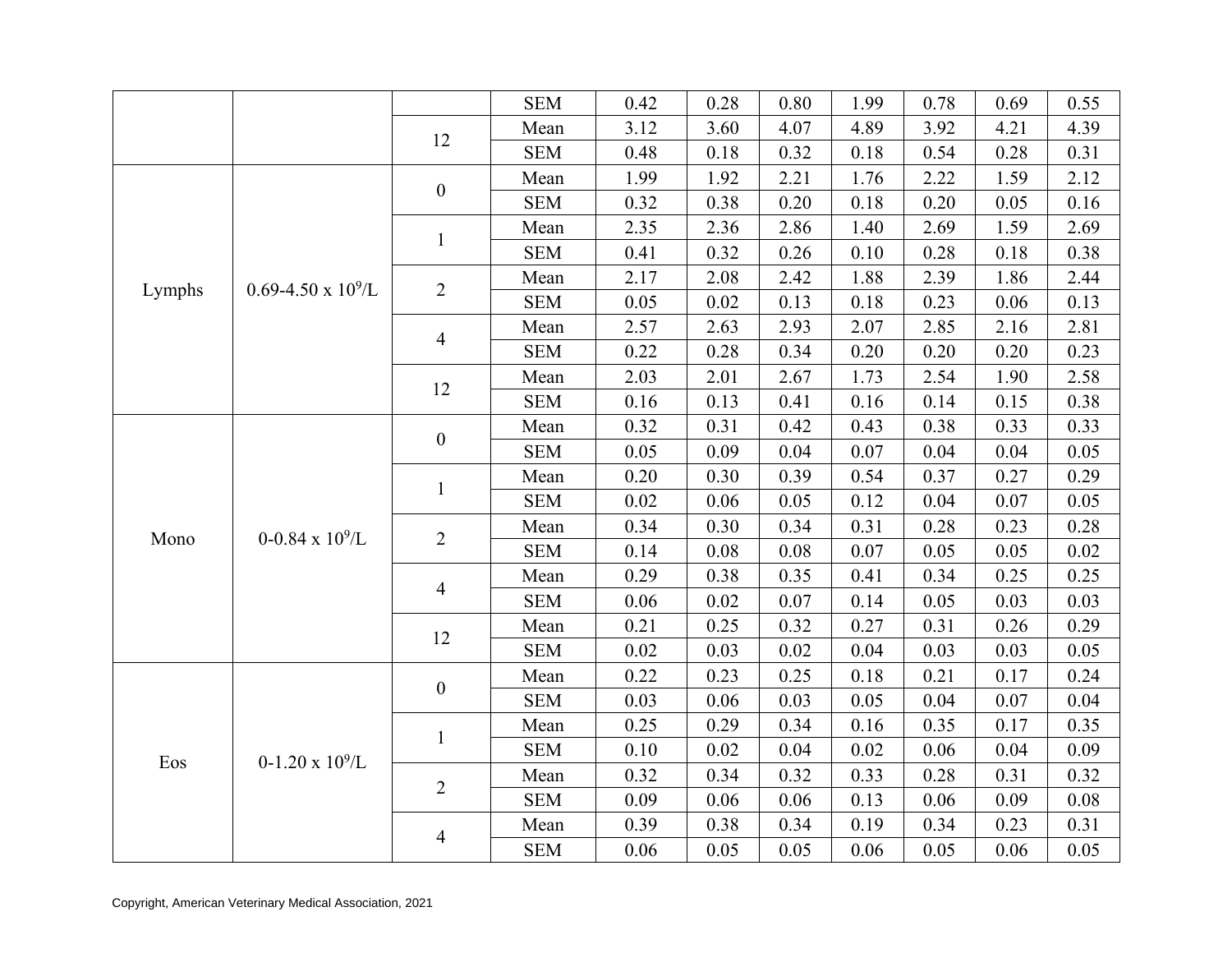| | | | SEM | 0.42 | 0.28 | 0.80 | 1.99 | 0.78 | 0.69 | 0.55 |
|---|---|---|---|---|---|---|---|---|---|---|
| | | 12 | Mean | 3.12 | 3.60 | 4.07 | 4.89 | 3.92 | 4.21 | 4.39 |
| | | | SEM | 0.48 | 0.18 | 0.32 | 0.18 | 0.54 | 0.28 | 0.31 |
| Lymphs | 0.69-4.50 x $10^9$/L | 0 | Mean | 1.99 | 1.92 | 2.21 | 1.76 | 2.22 | 1.59 | 2.12 |
| | | | SEM | 0.32 | 0.38 | 0.20 | 0.18 | 0.20 | 0.05 | 0.16 |
| | | 1 | Mean | 2.35 | 2.36 | 2.86 | 1.40 | 2.69 | 1.59 | 2.69 |
| | | | SEM | 0.41 | 0.32 | 0.26 | 0.10 | 0.28 | 0.18 | 0.38 |
| | | 2 | Mean | 2.17 | 2.08 | 2.42 | 1.88 | 2.39 | 1.86 | 2.44 |
| | | | SEM | 0.05 | 0.02 | 0.13 | 0.18 | 0.23 | 0.06 | 0.13 |
| | | 4 | Mean | 2.57 | 2.63 | 2.93 | 2.07 | 2.85 | 2.16 | 2.81 |
| | | | SEM | 0.22 | 0.28 | 0.34 | 0.20 | 0.20 | 0.20 | 0.23 |
| | | 12 | Mean | 2.03 | 2.01 | 2.67 | 1.73 | 2.54 | 1.90 | 2.58 |
| | | | SEM | 0.16 | 0.13 | 0.41 | 0.16 | 0.14 | 0.15 | 0.38 |
| Mono | 0-0.84 x $10^9$/L | 0 | Mean | 0.32 | 0.31 | 0.42 | 0.43 | 0.38 | 0.33 | 0.33 |
| | | | SEM | 0.05 | 0.09 | 0.04 | 0.07 | 0.04 | 0.04 | 0.05 |
| | | 1 | Mean | 0.20 | 0.30 | 0.39 | 0.54 | 0.37 | 0.27 | 0.29 |
| | | | SEM | 0.02 | 0.06 | 0.05 | 0.12 | 0.04 | 0.07 | 0.05 |
| | | 2 | Mean | 0.34 | 0.30 | 0.34 | 0.31 | 0.28 | 0.23 | 0.28 |
| | | | SEM | 0.14 | 0.08 | 0.08 | 0.07 | 0.05 | 0.05 | 0.02 |
| | | 4 | Mean | 0.29 | 0.38 | 0.35 | 0.41 | 0.34 | 0.25 | 0.25 |
| | | | SEM | 0.06 | 0.02 | 0.07 | 0.14 | 0.05 | 0.03 | 0.03 |
| | | 12 | Mean | 0.21 | 0.25 | 0.32 | 0.27 | 0.31 | 0.26 | 0.29 |
| | | | SEM | 0.02 | 0.03 | 0.02 | 0.04 | 0.03 | 0.03 | 0.05 |
| Eos | 0-1.20 x $10^9$/L | 0 | Mean | 0.22 | 0.23 | 0.25 | 0.18 | 0.21 | 0.17 | 0.24 |
| | | | SEM | 0.03 | 0.06 | 0.03 | 0.05 | 0.04 | 0.07 | 0.04 |
| | | 1 | Mean | 0.25 | 0.29 | 0.34 | 0.16 | 0.35 | 0.17 | 0.35 |
| | | | SEM | 0.10 | 0.02 | 0.04 | 0.02 | 0.06 | 0.04 | 0.09 |
| | | 2 | Mean | 0.32 | 0.34 | 0.32 | 0.33 | 0.28 | 0.31 | 0.32 |
| | | | SEM | 0.09 | 0.06 | 0.06 | 0.13 | 0.06 | 0.09 | 0.08 |
| | | 4 | Mean | 0.39 | 0.38 | 0.34 | 0.19 | 0.34 | 0.23 | 0.31 |
| | | | SEM | 0.06 | 0.05 | 0.05 | 0.06 | 0.05 | 0.06 | 0.05 |

Copyright, American Veterinary Medical Association, 2021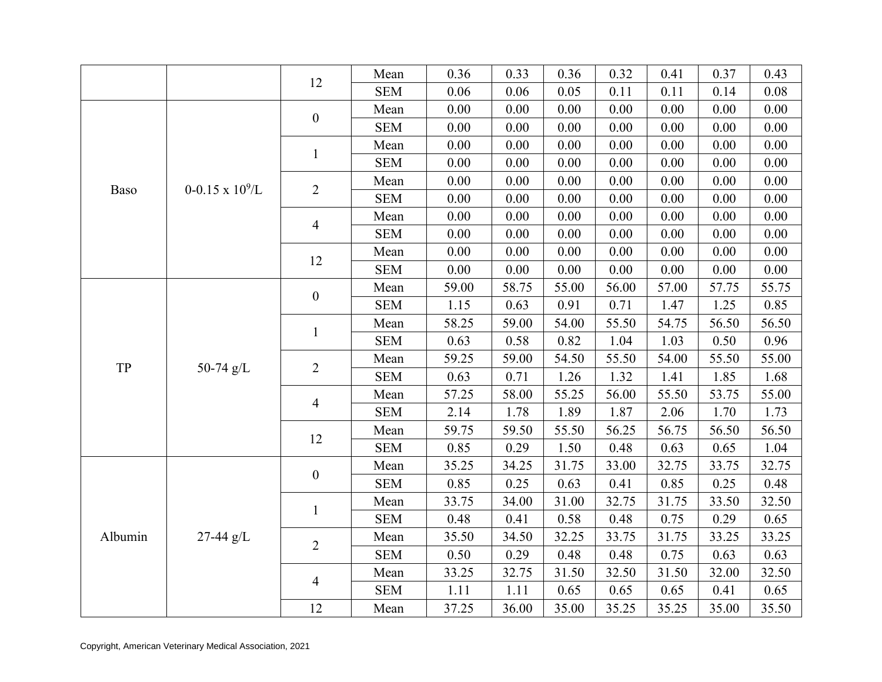| | | 12 | Mean | 0.36 | 0.33 | 0.36 | 0.32 | 0.41 | 0.37 | 0.43 |
|---|---|---|---|---|---|---|---|---|---|---|
| | | | SEM | 0.06 | 0.06 | 0.05 | 0.11 | 0.11 | 0.14 | 0.08 |
| Baso | 0-0.15 x $10^9$/L | 0 | Mean | 0.00 | 0.00 | 0.00 | 0.00 | 0.00 | 0.00 | 0.00 |
| | | | SEM | 0.00 | 0.00 | 0.00 | 0.00 | 0.00 | 0.00 | 0.00 |
| | | 1 | Mean | 0.00 | 0.00 | 0.00 | 0.00 | 0.00 | 0.00 | 0.00 |
| | | | SEM | 0.00 | 0.00 | 0.00 | 0.00 | 0.00 | 0.00 | 0.00 |
| | | 2 | Mean | 0.00 | 0.00 | 0.00 | 0.00 | 0.00 | 0.00 | 0.00 |
| | | | SEM | 0.00 | 0.00 | 0.00 | 0.00 | 0.00 | 0.00 | 0.00 |
| | | 4 | Mean | 0.00 | 0.00 | 0.00 | 0.00 | 0.00 | 0.00 | 0.00 |
| | | | SEM | 0.00 | 0.00 | 0.00 | 0.00 | 0.00 | 0.00 | 0.00 |
| | | 12 | Mean | 0.00 | 0.00 | 0.00 | 0.00 | 0.00 | 0.00 | 0.00 |
| | | | SEM | 0.00 | 0.00 | 0.00 | 0.00 | 0.00 | 0.00 | 0.00 |
| TP | 50-74 g/L | 0 | Mean | 59.00 | 58.75 | 55.00 | 56.00 | 57.00 | 57.75 | 55.75 |
| | | | SEM | 1.15 | 0.63 | 0.91 | 0.71 | 1.47 | 1.25 | 0.85 |
| | | 1 | Mean | 58.25 | 59.00 | 54.00 | 55.50 | 54.75 | 56.50 | 56.50 |
| | | | SEM | 0.63 | 0.58 | 0.82 | 1.04 | 1.03 | 0.50 | 0.96 |
| | | 2 | Mean | 59.25 | 59.00 | 54.50 | 55.50 | 54.00 | 55.50 | 55.00 |
| | | | SEM | 0.63 | 0.71 | 1.26 | 1.32 | 1.41 | 1.85 | 1.68 |
| | | 4 | Mean | 57.25 | 58.00 | 55.25 | 56.00 | 55.50 | 53.75 | 55.00 |
| | | | SEM | 2.14 | 1.78 | 1.89 | 1.87 | 2.06 | 1.70 | 1.73 |
| | | 12 | Mean | 59.75 | 59.50 | 55.50 | 56.25 | 56.75 | 56.50 | 56.50 |
| | | | SEM | 0.85 | 0.29 | 1.50 | 0.48 | 0.63 | 0.65 | 1.04 |
| Albumin | 27-44 g/L | 0 | Mean | 35.25 | 34.25 | 31.75 | 33.00 | 32.75 | 33.75 | 32.75 |
| | | | SEM | 0.85 | 0.25 | 0.63 | 0.41 | 0.85 | 0.25 | 0.48 |
| | | 1 | Mean | 33.75 | 34.00 | 31.00 | 32.75 | 31.75 | 33.50 | 32.50 |
| | | | SEM | 0.48 | 0.41 | 0.58 | 0.48 | 0.75 | 0.29 | 0.65 |
| | | 2 | Mean | 35.50 | 34.50 | 32.25 | 33.75 | 31.75 | 33.25 | 33.25 |
| | | | SEM | 0.50 | 0.29 | 0.48 | 0.48 | 0.75 | 0.63 | 0.63 |
| | | 4 | Mean | 33.25 | 32.75 | 31.50 | 32.50 | 31.50 | 32.00 | 32.50 |
| | | | SEM | 1.11 | 1.11 | 0.65 | 0.65 | 0.65 | 0.41 | 0.65 |
| | | 12 | Mean | 37.25 | 36.00 | 35.00 | 35.25 | 35.25 | 35.00 | 35.50 |

Copyright, American Veterinary Medical Association, 2021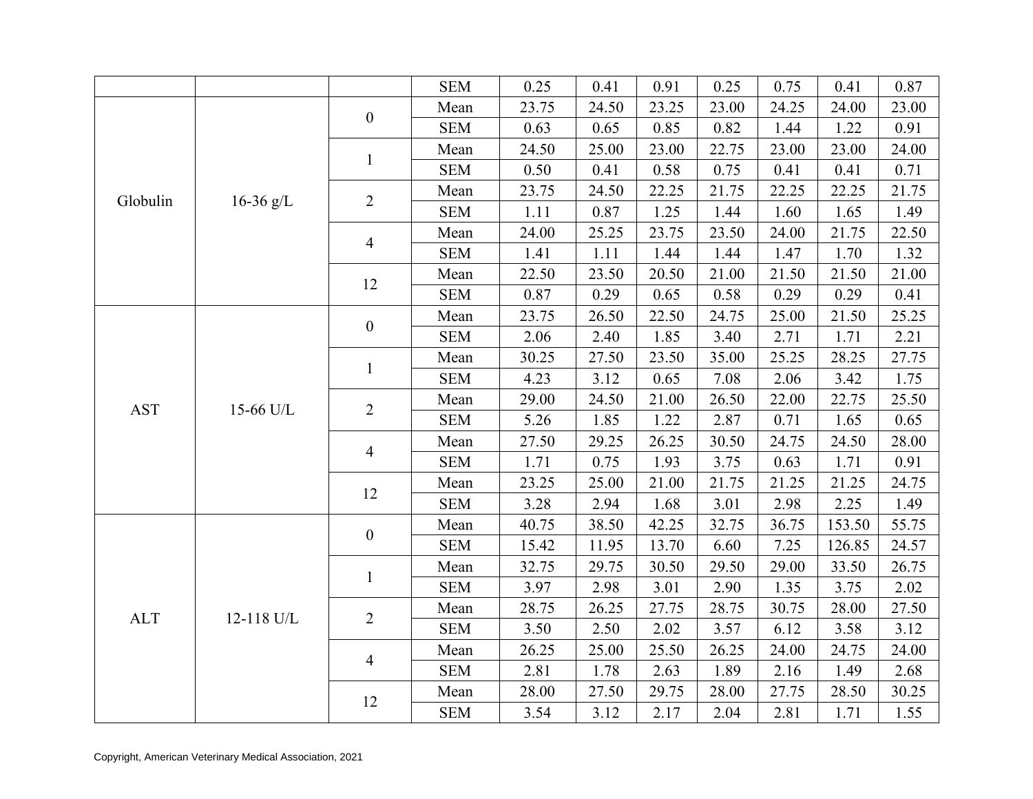| | | | SEM | 0.25 | 0.41 | 0.91 | 0.25 | 0.75 | 0.41 | 0.87 |
|---|---|---|---|---|---|---|---|---|---|---|
| Globulin | 16-36 g/L | 0 | Mean | 23.75 | 24.50 | 23.25 | 23.00 | 24.25 | 24.00 | 23.00 |
| | | | SEM | 0.63 | 0.65 | 0.85 | 0.82 | 1.44 | 1.22 | 0.91 |
| | | 1 | Mean | 24.50 | 25.00 | 23.00 | 22.75 | 23.00 | 23.00 | 24.00 |
| | | | SEM | 0.50 | 0.41 | 0.58 | 0.75 | 0.41 | 0.41 | 0.71 |
| | | 2 | Mean | 23.75 | 24.50 | 22.25 | 21.75 | 22.25 | 22.25 | 21.75 |
| | | | SEM | 1.11 | 0.87 | 1.25 | 1.44 | 1.60 | 1.65 | 1.49 |
| | | 4 | Mean | 24.00 | 25.25 | 23.75 | 23.50 | 24.00 | 21.75 | 22.50 |
| | | | SEM | 1.41 | 1.11 | 1.44 | 1.44 | 1.47 | 1.70 | 1.32 |
| | | 12 | Mean | 22.50 | 23.50 | 20.50 | 21.00 | 21.50 | 21.50 | 21.00 |
| | | | SEM | 0.87 | 0.29 | 0.65 | 0.58 | 0.29 | 0.29 | 0.41 |
| AST | 15-66 U/L | 0 | Mean | 23.75 | 26.50 | 22.50 | 24.75 | 25.00 | 21.50 | 25.25 |
| | | | SEM | 2.06 | 2.40 | 1.85 | 3.40 | 2.71 | 1.71 | 2.21 |
| | | 1 | Mean | 30.25 | 27.50 | 23.50 | 35.00 | 25.25 | 28.25 | 27.75 |
| | | | SEM | 4.23 | 3.12 | 0.65 | 7.08 | 2.06 | 3.42 | 1.75 |
| | | 2 | Mean | 29.00 | 24.50 | 21.00 | 26.50 | 22.00 | 22.75 | 25.50 |
| | | | SEM | 5.26 | 1.85 | 1.22 | 2.87 | 0.71 | 1.65 | 0.65 |
| | | 4 | Mean | 27.50 | 29.25 | 26.25 | 30.50 | 24.75 | 24.50 | 28.00 |
| | | | SEM | 1.71 | 0.75 | 1.93 | 3.75 | 0.63 | 1.71 | 0.91 |
| | | 12 | Mean | 23.25 | 25.00 | 21.00 | 21.75 | 21.25 | 21.25 | 24.75 |
| | | | SEM | 3.28 | 2.94 | 1.68 | 3.01 | 2.98 | 2.25 | 1.49 |
| ALT | 12-118 U/L | 0 | Mean | 40.75 | 38.50 | 42.25 | 32.75 | 36.75 | 153.50 | 55.75 |
| | | | SEM | 15.42 | 11.95 | 13.70 | 6.60 | 7.25 | 126.85 | 24.57 |
| | | 1 | Mean | 32.75 | 29.75 | 30.50 | 29.50 | 29.00 | 33.50 | 26.75 |
| | | | SEM | 3.97 | 2.98 | 3.01 | 2.90 | 1.35 | 3.75 | 2.02 |
| | | 2 | Mean | 28.75 | 26.25 | 27.75 | 28.75 | 30.75 | 28.00 | 27.50 |
| | | | SEM | 3.50 | 2.50 | 2.02 | 3.57 | 6.12 | 3.58 | 3.12 |
| | | 4 | Mean | 26.25 | 25.00 | 25.50 | 26.25 | 24.00 | 24.75 | 24.00 |
| | | | SEM | 2.81 | 1.78 | 2.63 | 1.89 | 2.16 | 1.49 | 2.68 |
| | | 12 | Mean | 28.00 | 27.50 | 29.75 | 28.00 | 27.75 | 28.50 | 30.25 |
| | | | SEM | 3.54 | 3.12 | 2.17 | 2.04 | 2.81 | 1.71 | 1.55 |

Copyright, American Veterinary Medical Association, 2021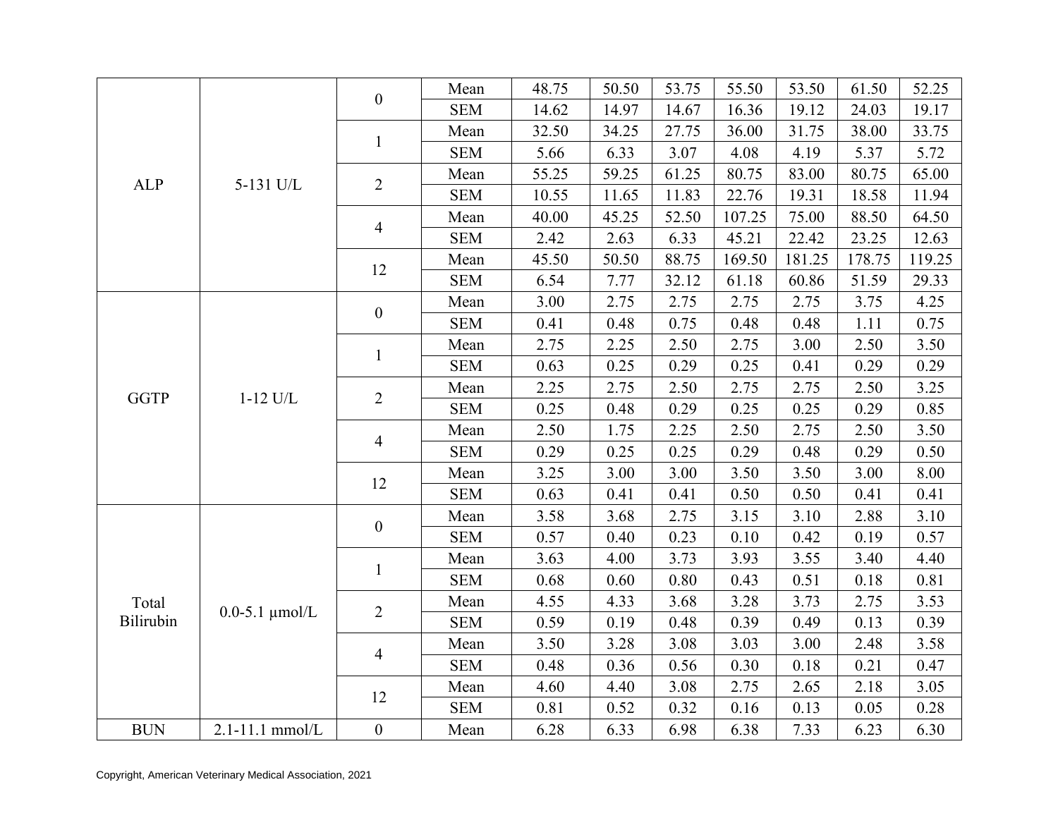| ALP | 5-131 U/L | 0 | Mean | 48.75 | 50.50 | 53.75 | 55.50 | 53.50 | 61.50 | 52.25 |
|---|---|---|---|---|---|---|---|---|---|---|
| | | | SEM | 14.62 | 14.97 | 14.67 | 16.36 | 19.12 | 24.03 | 19.17 |
| | | 1 | Mean | 32.50 | 34.25 | 27.75 | 36.00 | 31.75 | 38.00 | 33.75 |
| | | | SEM | 5.66 | 6.33 | 3.07 | 4.08 | 4.19 | 5.37 | 5.72 |
| | | 2 | Mean | 55.25 | 59.25 | 61.25 | 80.75 | 83.00 | 80.75 | 65.00 |
| | | | SEM | 10.55 | 11.65 | 11.83 | 22.76 | 19.31 | 18.58 | 11.94 |
| | | 4 | Mean | 40.00 | 45.25 | 52.50 | 107.25 | 75.00 | 88.50 | 64.50 |
| | | | SEM | 2.42 | 2.63 | 6.33 | 45.21 | 22.42 | 23.25 | 12.63 |
| | | 12 | Mean | 45.50 | 50.50 | 88.75 | 169.50 | 181.25 | 178.75 | 119.25 |
| | | | SEM | 6.54 | 7.77 | 32.12 | 61.18 | 60.86 | 51.59 | 29.33 |
| GGTP | 1-12 U/L | 0 | Mean | 3.00 | 2.75 | 2.75 | 2.75 | 2.75 | 3.75 | 4.25 |
| | | | SEM | 0.41 | 0.48 | 0.75 | 0.48 | 0.48 | 1.11 | 0.75 |
| | | 1 | Mean | 2.75 | 2.25 | 2.50 | 2.75 | 3.00 | 2.50 | 3.50 |
| | | | SEM | 0.63 | 0.25 | 0.29 | 0.25 | 0.41 | 0.29 | 0.29 |
| | | 2 | Mean | 2.25 | 2.75 | 2.50 | 2.75 | 2.75 | 2.50 | 3.25 |
| | | | SEM | 0.25 | 0.48 | 0.29 | 0.25 | 0.25 | 0.29 | 0.85 |
| | | 4 | Mean | 2.50 | 1.75 | 2.25 | 2.50 | 2.75 | 2.50 | 3.50 |
| | | | SEM | 0.29 | 0.25 | 0.25 | 0.29 | 0.48 | 0.29 | 0.50 |
| | | 12 | Mean | 3.25 | 3.00 | 3.00 | 3.50 | 3.50 | 3.00 | 8.00 |
| | | | SEM | 0.63 | 0.41 | 0.41 | 0.50 | 0.50 | 0.41 | 0.41 |
| Total Bilirubin | 0.0-5.1 µmol/L | 0 | Mean | 3.58 | 3.68 | 2.75 | 3.15 | 3.10 | 2.88 | 3.10 |
| | | | SEM | 0.57 | 0.40 | 0.23 | 0.10 | 0.42 | 0.19 | 0.57 |
| | | 1 | Mean | 3.63 | 4.00 | 3.73 | 3.93 | 3.55 | 3.40 | 4.40 |
| | | | SEM | 0.68 | 0.60 | 0.80 | 0.43 | 0.51 | 0.18 | 0.81 |
| | | 2 | Mean | 4.55 | 4.33 | 3.68 | 3.28 | 3.73 | 2.75 | 3.53 |
| | | | SEM | 0.59 | 0.19 | 0.48 | 0.39 | 0.49 | 0.13 | 0.39 |
| | | 4 | Mean | 3.50 | 3.28 | 3.08 | 3.03 | 3.00 | 2.48 | 3.58 |
| | | | SEM | 0.48 | 0.36 | 0.56 | 0.30 | 0.18 | 0.21 | 0.47 |
| | | 12 | Mean | 4.60 | 4.40 | 3.08 | 2.75 | 2.65 | 2.18 | 3.05 |
| | | | SEM | 0.81 | 0.52 | 0.32 | 0.16 | 0.13 | 0.05 | 0.28 |
| BUN | 2.1-11.1 mmol/L | 0 | Mean | 6.28 | 6.33 | 6.98 | 6.38 | 7.33 | 6.23 | 6.30 |

Copyright, American Veterinary Medical Association, 2021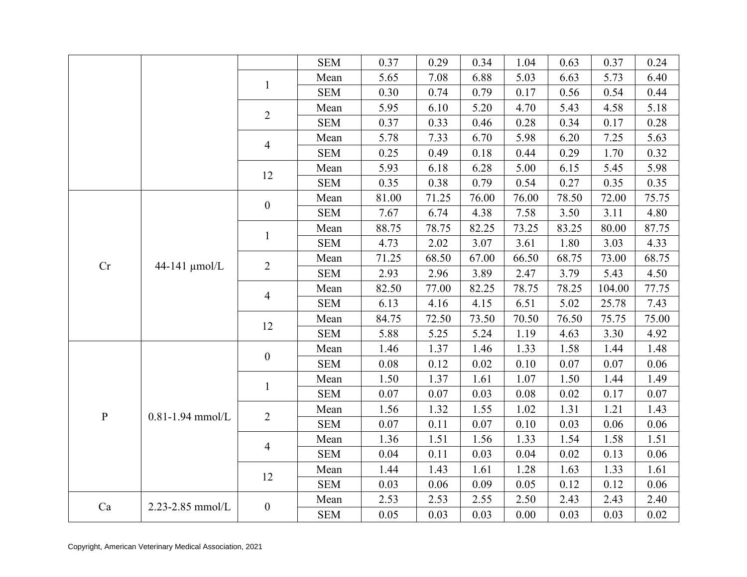| | | | SEM | 0.37 | 0.29 | 0.34 | 1.04 | 0.63 | 0.37 | 0.24 |
|---|---|---|---|---|---|---|---|---|---|---|
| | | 1 | Mean | 5.65 | 7.08 | 6.88 | 5.03 | 6.63 | 5.73 | 6.40 |
| | | | SEM | 0.30 | 0.74 | 0.79 | 0.17 | 0.56 | 0.54 | 0.44 |
| | | 2 | Mean | 5.95 | 6.10 | 5.20 | 4.70 | 5.43 | 4.58 | 5.18 |
| | | | SEM | 0.37 | 0.33 | 0.46 | 0.28 | 0.34 | 0.17 | 0.28 |
| | | 4 | Mean | 5.78 | 7.33 | 6.70 | 5.98 | 6.20 | 7.25 | 5.63 |
| | | | SEM | 0.25 | 0.49 | 0.18 | 0.44 | 0.29 | 1.70 | 0.32 |
| | | 12 | Mean | 5.93 | 6.18 | 6.28 | 5.00 | 6.15 | 5.45 | 5.98 |
| | | | SEM | 0.35 | 0.38 | 0.79 | 0.54 | 0.27 | 0.35 | 0.35 |
| Cr | 44-141 µmol/L | 0 | Mean | 81.00 | 71.25 | 76.00 | 76.00 | 78.50 | 72.00 | 75.75 |
| | | | SEM | 7.67 | 6.74 | 4.38 | 7.58 | 3.50 | 3.11 | 4.80 |
| | | 1 | Mean | 88.75 | 78.75 | 82.25 | 73.25 | 83.25 | 80.00 | 87.75 |
| | | | SEM | 4.73 | 2.02 | 3.07 | 3.61 | 1.80 | 3.03 | 4.33 |
| | | 2 | Mean | 71.25 | 68.50 | 67.00 | 66.50 | 68.75 | 73.00 | 68.75 |
| | | | SEM | 2.93 | 2.96 | 3.89 | 2.47 | 3.79 | 5.43 | 4.50 |
| | | 4 | Mean | 82.50 | 77.00 | 82.25 | 78.75 | 78.25 | 104.00 | 77.75 |
| | | | SEM | 6.13 | 4.16 | 4.15 | 6.51 | 5.02 | 25.78 | 7.43 |
| | | 12 | Mean | 84.75 | 72.50 | 73.50 | 70.50 | 76.50 | 75.75 | 75.00 |
| | | | SEM | 5.88 | 5.25 | 5.24 | 1.19 | 4.63 | 3.30 | 4.92 |
| P | 0.81-1.94 mmol/L | 0 | Mean | 1.46 | 1.37 | 1.46 | 1.33 | 1.58 | 1.44 | 1.48 |
| | | | SEM | 0.08 | 0.12 | 0.02 | 0.10 | 0.07 | 0.07 | 0.06 |
| | | 1 | Mean | 1.50 | 1.37 | 1.61 | 1.07 | 1.50 | 1.44 | 1.49 |
| | | | SEM | 0.07 | 0.07 | 0.03 | 0.08 | 0.02 | 0.17 | 0.07 |
| | | 2 | Mean | 1.56 | 1.32 | 1.55 | 1.02 | 1.31 | 1.21 | 1.43 |
| | | | SEM | 0.07 | 0.11 | 0.07 | 0.10 | 0.03 | 0.06 | 0.06 |
| | | 4 | Mean | 1.36 | 1.51 | 1.56 | 1.33 | 1.54 | 1.58 | 1.51 |
| | | | SEM | 0.04 | 0.11 | 0.03 | 0.04 | 0.02 | 0.13 | 0.06 |
| | | 12 | Mean | 1.44 | 1.43 | 1.61 | 1.28 | 1.63 | 1.33 | 1.61 |
| | | | SEM | 0.03 | 0.06 | 0.09 | 0.05 | 0.12 | 0.12 | 0.06 |
| Ca | 2.23-2.85 mmol/L | 0 | Mean | 2.53 | 2.53 | 2.55 | 2.50 | 2.43 | 2.43 | 2.40 |
| | | | SEM | 0.05 | 0.03 | 0.03 | 0.00 | 0.03 | 0.03 | 0.02 |

Copyright, American Veterinary Medical Association, 2021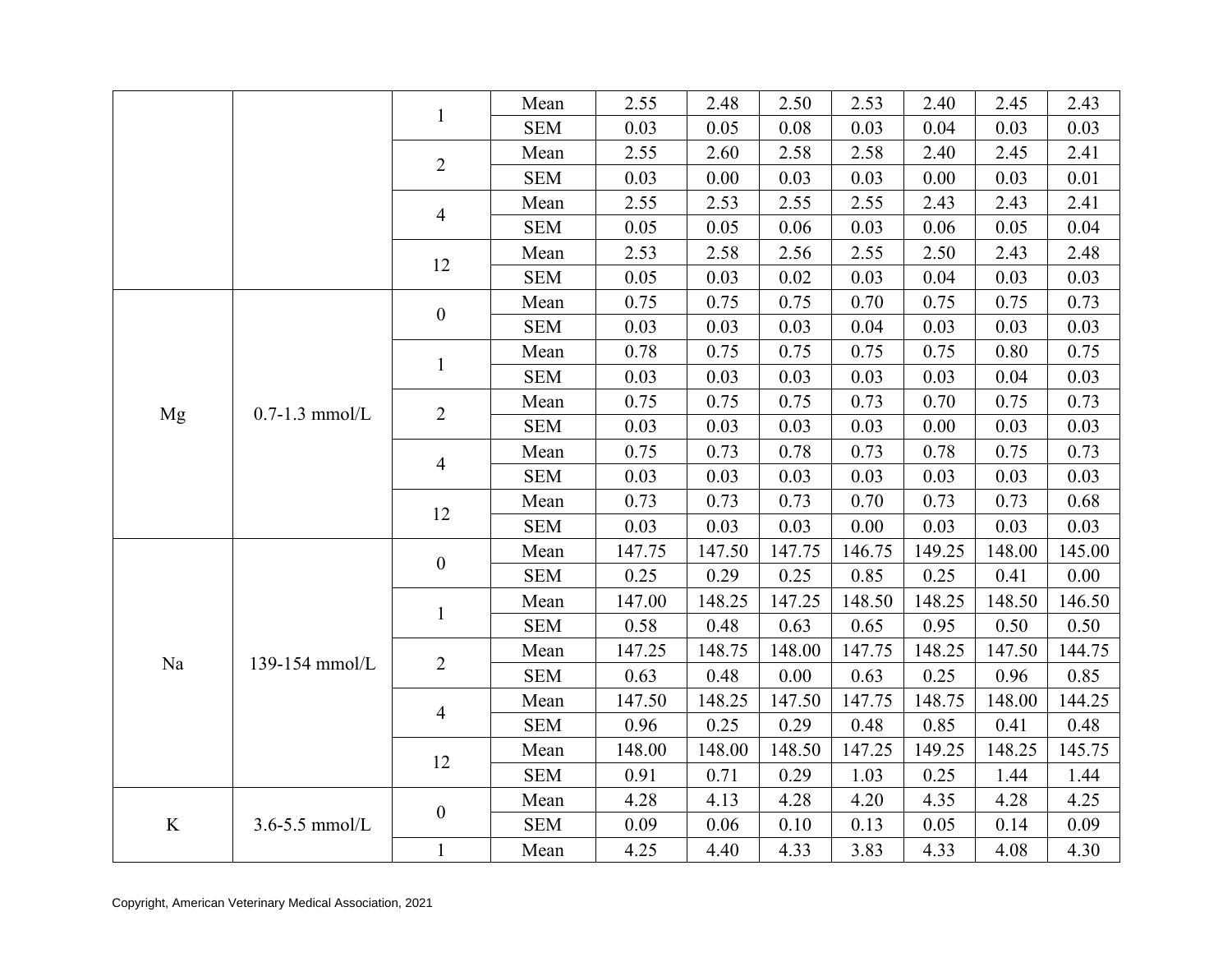| | | | | | | | | | | |
|---|---|---|---|---|---|---|---|---|---|---|
| | | 1 | Mean | 2.55 | 2.48 | 2.50 | 2.53 | 2.40 | 2.45 | 2.43 |
| | | | SEM | 0.03 | 0.05 | 0.08 | 0.03 | 0.04 | 0.03 | 0.03 |
| | | 2 | Mean | 2.55 | 2.60 | 2.58 | 2.58 | 2.40 | 2.45 | 2.41 |
| | | | SEM | 0.03 | 0.00 | 0.03 | 0.03 | 0.00 | 0.03 | 0.01 |
| | | 4 | Mean | 2.55 | 2.53 | 2.55 | 2.55 | 2.43 | 2.43 | 2.41 |
| | | | SEM | 0.05 | 0.05 | 0.06 | 0.03 | 0.06 | 0.05 | 0.04 |
| | | 12 | Mean | 2.53 | 2.58 | 2.56 | 2.55 | 2.50 | 2.43 | 2.48 |
| | | | SEM | 0.05 | 0.03 | 0.02 | 0.03 | 0.04 | 0.03 | 0.03 |
| Mg | 0.7-1.3 mmol/L | 0 | Mean | 0.75 | 0.75 | 0.75 | 0.70 | 0.75 | 0.75 | 0.73 |
| | | | SEM | 0.03 | 0.03 | 0.03 | 0.04 | 0.03 | 0.03 | 0.03 |
| | | 1 | Mean | 0.78 | 0.75 | 0.75 | 0.75 | 0.75 | 0.80 | 0.75 |
| | | | SEM | 0.03 | 0.03 | 0.03 | 0.03 | 0.03 | 0.04 | 0.03 |
| | | 2 | Mean | 0.75 | 0.75 | 0.75 | 0.73 | 0.70 | 0.75 | 0.73 |
| | | | SEM | 0.03 | 0.03 | 0.03 | 0.03 | 0.00 | 0.03 | 0.03 |
| | | 4 | Mean | 0.75 | 0.73 | 0.78 | 0.73 | 0.78 | 0.75 | 0.73 |
| | | | SEM | 0.03 | 0.03 | 0.03 | 0.03 | 0.03 | 0.03 | 0.03 |
| | | 12 | Mean | 0.73 | 0.73 | 0.73 | 0.70 | 0.73 | 0.73 | 0.68 |
| | | | SEM | 0.03 | 0.03 | 0.03 | 0.00 | 0.03 | 0.03 | 0.03 |
| Na | 139-154 mmol/L | 0 | Mean | 147.75 | 147.50 | 147.75 | 146.75 | 149.25 | 148.00 | 145.00 |
| | | | SEM | 0.25 | 0.29 | 0.25 | 0.85 | 0.25 | 0.41 | 0.00 |
| | | 1 | Mean | 147.00 | 148.25 | 147.25 | 148.50 | 148.25 | 148.50 | 146.50 |
| | | | SEM | 0.58 | 0.48 | 0.63 | 0.65 | 0.95 | 0.50 | 0.50 |
| | | 2 | Mean | 147.25 | 148.75 | 148.00 | 147.75 | 148.25 | 147.50 | 144.75 |
| | | | SEM | 0.63 | 0.48 | 0.00 | 0.63 | 0.25 | 0.96 | 0.85 |
| | | 4 | Mean | 147.50 | 148.25 | 147.50 | 147.75 | 148.75 | 148.00 | 144.25 |
| | | | SEM | 0.96 | 0.25 | 0.29 | 0.48 | 0.85 | 0.41 | 0.48 |
| | | 12 | Mean | 148.00 | 148.00 | 148.50 | 147.25 | 149.25 | 148.25 | 145.75 |
| | | | SEM | 0.91 | 0.71 | 0.29 | 1.03 | 0.25 | 1.44 | 1.44 |
| K | 3.6-5.5 mmol/L | 0 | Mean | 4.28 | 4.13 | 4.28 | 4.20 | 4.35 | 4.28 | 4.25 |
| | | | SEM | 0.09 | 0.06 | 0.10 | 0.13 | 0.05 | 0.14 | 0.09 |
| | | 1 | Mean | 4.25 | 4.40 | 4.33 | 3.83 | 4.33 | 4.08 | 4.30 |

Copyright, American Veterinary Medical Association, 2021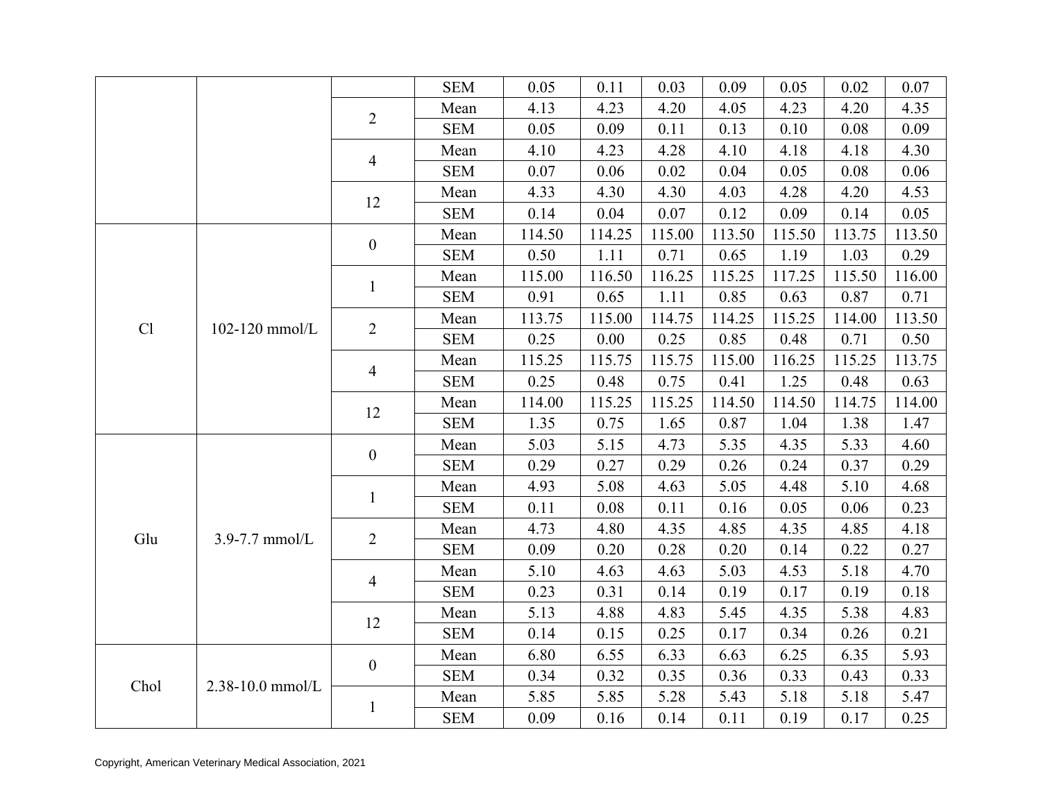| | | | SEM | 0.05 | 0.11 | 0.03 | 0.09 | 0.05 | 0.02 | 0.07 |
|---|---|---|---|---|---|---|---|---|---|---|
| | | 2 | Mean | 4.13 | 4.23 | 4.20 | 4.05 | 4.23 | 4.20 | 4.35 |
| | | | SEM | 0.05 | 0.09 | 0.11 | 0.13 | 0.10 | 0.08 | 0.09 |
| | | 4 | Mean | 4.10 | 4.23 | 4.28 | 4.10 | 4.18 | 4.18 | 4.30 |
| | | | SEM | 0.07 | 0.06 | 0.02 | 0.04 | 0.05 | 0.08 | 0.06 |
| | | 12 | Mean | 4.33 | 4.30 | 4.30 | 4.03 | 4.28 | 4.20 | 4.53 |
| | | | SEM | 0.14 | 0.04 | 0.07 | 0.12 | 0.09 | 0.14 | 0.05 |
| Cl | 102-120 mmol/L | 0 | Mean | 114.50 | 114.25 | 115.00 | 113.50 | 115.50 | 113.75 | 113.50 |
| | | | SEM | 0.50 | 1.11 | 0.71 | 0.65 | 1.19 | 1.03 | 0.29 |
| | | 1 | Mean | 115.00 | 116.50 | 116.25 | 115.25 | 117.25 | 115.50 | 116.00 |
| | | | SEM | 0.91 | 0.65 | 1.11 | 0.85 | 0.63 | 0.87 | 0.71 |
| | | 2 | Mean | 113.75 | 115.00 | 114.75 | 114.25 | 115.25 | 114.00 | 113.50 |
| | | | SEM | 0.25 | 0.00 | 0.25 | 0.85 | 0.48 | 0.71 | 0.50 |
| | | 4 | Mean | 115.25 | 115.75 | 115.75 | 115.00 | 116.25 | 115.25 | 113.75 |
| | | | SEM | 0.25 | 0.48 | 0.75 | 0.41 | 1.25 | 0.48 | 0.63 |
| | | 12 | Mean | 114.00 | 115.25 | 115.25 | 114.50 | 114.50 | 114.75 | 114.00 |
| | | | SEM | 1.35 | 0.75 | 1.65 | 0.87 | 1.04 | 1.38 | 1.47 |
| Glu | 3.9-7.7 mmol/L | 0 | Mean | 5.03 | 5.15 | 4.73 | 5.35 | 4.35 | 5.33 | 4.60 |
| | | | SEM | 0.29 | 0.27 | 0.29 | 0.26 | 0.24 | 0.37 | 0.29 |
| | | 1 | Mean | 4.93 | 5.08 | 4.63 | 5.05 | 4.48 | 5.10 | 4.68 |
| | | | SEM | 0.11 | 0.08 | 0.11 | 0.16 | 0.05 | 0.06 | 0.23 |
| | | 2 | Mean | 4.73 | 4.80 | 4.35 | 4.85 | 4.35 | 4.85 | 4.18 |
| | | | SEM | 0.09 | 0.20 | 0.28 | 0.20 | 0.14 | 0.22 | 0.27 |
| | | 4 | Mean | 5.10 | 4.63 | 4.63 | 5.03 | 4.53 | 5.18 | 4.70 |
| | | | SEM | 0.23 | 0.31 | 0.14 | 0.19 | 0.17 | 0.19 | 0.18 |
| | | 12 | Mean | 5.13 | 4.88 | 4.83 | 5.45 | 4.35 | 5.38 | 4.83 |
| | | | SEM | 0.14 | 0.15 | 0.25 | 0.17 | 0.34 | 0.26 | 0.21 |
| Chol | 2.38-10.0 mmol/L | 0 | Mean | 6.80 | 6.55 | 6.33 | 6.63 | 6.25 | 6.35 | 5.93 |
| | | | SEM | 0.34 | 0.32 | 0.35 | 0.36 | 0.33 | 0.43 | 0.33 |
| | | 1 | Mean | 5.85 | 5.85 | 5.28 | 5.43 | 5.18 | 5.18 | 5.47 |
| | | | SEM | 0.09 | 0.16 | 0.14 | 0.11 | 0.19 | 0.17 | 0.25 |

Copyright, American Veterinary Medical Association, 2021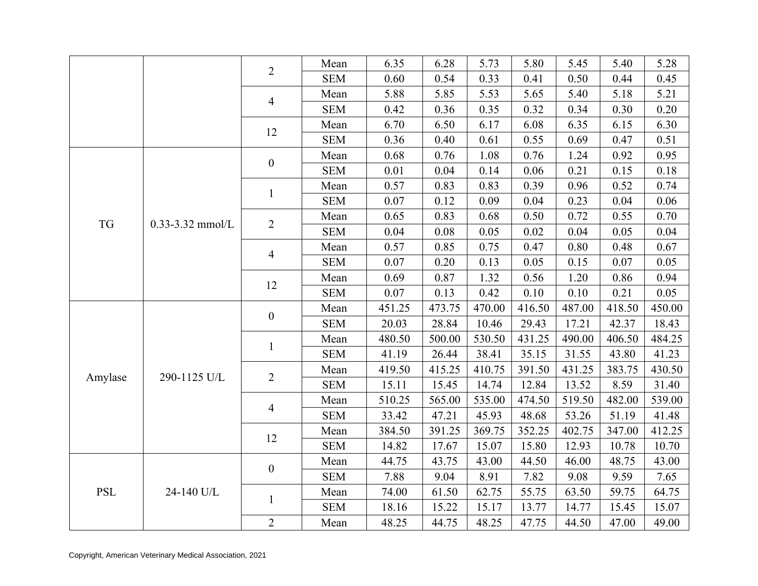| | | | | | | | | | | |
|---|---|---|---|---|---|---|---|---|---|---|
| | | 2 | Mean | 6.35 | 6.28 | 5.73 | 5.80 | 5.45 | 5.40 | 5.28 |
| | | | SEM | 0.60 | 0.54 | 0.33 | 0.41 | 0.50 | 0.44 | 0.45 |
| | | 4 | Mean | 5.88 | 5.85 | 5.53 | 5.65 | 5.40 | 5.18 | 5.21 |
| | | | SEM | 0.42 | 0.36 | 0.35 | 0.32 | 0.34 | 0.30 | 0.20 |
| | | 12 | Mean | 6.70 | 6.50 | 6.17 | 6.08 | 6.35 | 6.15 | 6.30 |
| | | | SEM | 0.36 | 0.40 | 0.61 | 0.55 | 0.69 | 0.47 | 0.51 |
| TG | 0.33-3.32 mmol/L | 0 | Mean | 0.68 | 0.76 | 1.08 | 0.76 | 1.24 | 0.92 | 0.95 |
| | | | SEM | 0.01 | 0.04 | 0.14 | 0.06 | 0.21 | 0.15 | 0.18 |
| | | 1 | Mean | 0.57 | 0.83 | 0.83 | 0.39 | 0.96 | 0.52 | 0.74 |
| | | | SEM | 0.07 | 0.12 | 0.09 | 0.04 | 0.23 | 0.04 | 0.06 |
| | | 2 | Mean | 0.65 | 0.83 | 0.68 | 0.50 | 0.72 | 0.55 | 0.70 |
| | | | SEM | 0.04 | 0.08 | 0.05 | 0.02 | 0.04 | 0.05 | 0.04 |
| | | 4 | Mean | 0.57 | 0.85 | 0.75 | 0.47 | 0.80 | 0.48 | 0.67 |
| | | | SEM | 0.07 | 0.20 | 0.13 | 0.05 | 0.15 | 0.07 | 0.05 |
| | | 12 | Mean | 0.69 | 0.87 | 1.32 | 0.56 | 1.20 | 0.86 | 0.94 |
| | | | SEM | 0.07 | 0.13 | 0.42 | 0.10 | 0.10 | 0.21 | 0.05 |
| Amylase | 290-1125 U/L | 0 | Mean | 451.25 | 473.75 | 470.00 | 416.50 | 487.00 | 418.50 | 450.00 |
| | | | SEM | 20.03 | 28.84 | 10.46 | 29.43 | 17.21 | 42.37 | 18.43 |
| | | 1 | Mean | 480.50 | 500.00 | 530.50 | 431.25 | 490.00 | 406.50 | 484.25 |
| | | | SEM | 41.19 | 26.44 | 38.41 | 35.15 | 31.55 | 43.80 | 41.23 |
| | | 2 | Mean | 419.50 | 415.25 | 410.75 | 391.50 | 431.25 | 383.75 | 430.50 |
| | | | SEM | 15.11 | 15.45 | 14.74 | 12.84 | 13.52 | 8.59 | 31.40 |
| | | 4 | Mean | 510.25 | 565.00 | 535.00 | 474.50 | 519.50 | 482.00 | 539.00 |
| | | | SEM | 33.42 | 47.21 | 45.93 | 48.68 | 53.26 | 51.19 | 41.48 |
| | | 12 | Mean | 384.50 | 391.25 | 369.75 | 352.25 | 402.75 | 347.00 | 412.25 |
| | | | SEM | 14.82 | 17.67 | 15.07 | 15.80 | 12.93 | 10.78 | 10.70 |
| PSL | 24-140 U/L | 0 | Mean | 44.75 | 43.75 | 43.00 | 44.50 | 46.00 | 48.75 | 43.00 |
| | | | SEM | 7.88 | 9.04 | 8.91 | 7.82 | 9.08 | 9.59 | 7.65 |
| | | 1 | Mean | 74.00 | 61.50 | 62.75 | 55.75 | 63.50 | 59.75 | 64.75 |
| | | | SEM | 18.16 | 15.22 | 15.17 | 13.77 | 14.77 | 15.45 | 15.07 |
| | | 2 | Mean | 48.25 | 44.75 | 48.25 | 47.75 | 44.50 | 47.00 | 49.00 |

Copyright, American Veterinary Medical Association, 2021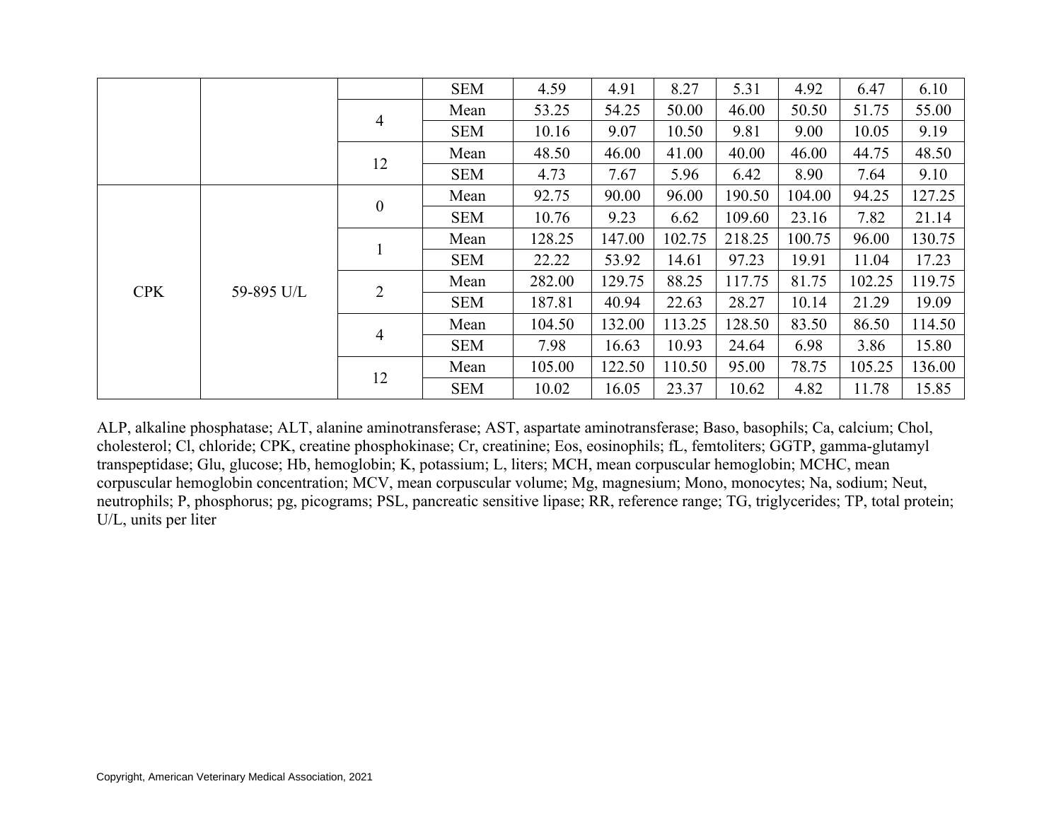| | | | | | | | | | | |
|---|---|---|---|---|---|---|---|---|---|---|
| | | | SEM | 4.59 | 4.91 | 8.27 | 5.31 | 4.92 | 6.47 | 6.10 |
| | | 4 | Mean | 53.25 | 54.25 | 50.00 | 46.00 | 50.50 | 51.75 | 55.00 |
| | | | SEM | 10.16 | 9.07 | 10.50 | 9.81 | 9.00 | 10.05 | 9.19 |
| | | 12 | Mean | 48.50 | 46.00 | 41.00 | 40.00 | 46.00 | 44.75 | 48.50 |
| | | | SEM | 4.73 | 7.67 | 5.96 | 6.42 | 8.90 | 7.64 | 9.10 |
| CPK | 59-895 U/L | 0 | Mean | 92.75 | 90.00 | 96.00 | 190.50 | 104.00 | 94.25 | 127.25 |
| | | | SEM | 10.76 | 9.23 | 6.62 | 109.60 | 23.16 | 7.82 | 21.14 |
| | | 1 | Mean | 128.25 | 147.00 | 102.75 | 218.25 | 100.75 | 96.00 | 130.75 |
| | | | SEM | 22.22 | 53.92 | 14.61 | 97.23 | 19.91 | 11.04 | 17.23 |
| | | 2 | Mean | 282.00 | 129.75 | 88.25 | 117.75 | 81.75 | 102.25 | 119.75 |
| | | | SEM | 187.81 | 40.94 | 22.63 | 28.27 | 10.14 | 21.29 | 19.09 |
| | | 4 | Mean | 104.50 | 132.00 | 113.25 | 128.50 | 83.50 | 86.50 | 114.50 |
| | | | SEM | 7.98 | 16.63 | 10.93 | 24.64 | 6.98 | 3.86 | 15.80 |
| | | 12 | Mean | 105.00 | 122.50 | 110.50 | 95.00 | 78.75 | 105.25 | 136.00 |
| | | | SEM | 10.02 | 16.05 | 23.37 | 10.62 | 4.82 | 11.78 | 15.85 |

ALP, alkaline phosphatase; ALT, alanine aminotransferase; AST, aspartate aminotransferase; Baso, basophils; Ca, calcium; Chol, cholesterol; Cl, chloride; CPK, creatine phosphokinase; Cr, creatinine; Eos, eosinophils; fL, femtoliters; GGTP, gamma-glutamyl transpeptidase; Glu, glucose; Hb, hemoglobin; K, potassium; L, liters; MCH, mean corpuscular hemoglobin; MCHC, mean corpuscular hemoglobin concentration; MCV, mean corpuscular volume; Mg, magnesium; Mono, monocytes; Na, sodium; Neut, neutrophils; P, phosphorus; pg, picograms; PSL, pancreatic sensitive lipase; RR, reference range; TG, triglycerides; TP, total protein; U/L, units per liter

Copyright, American Veterinary Medical Association, 2021